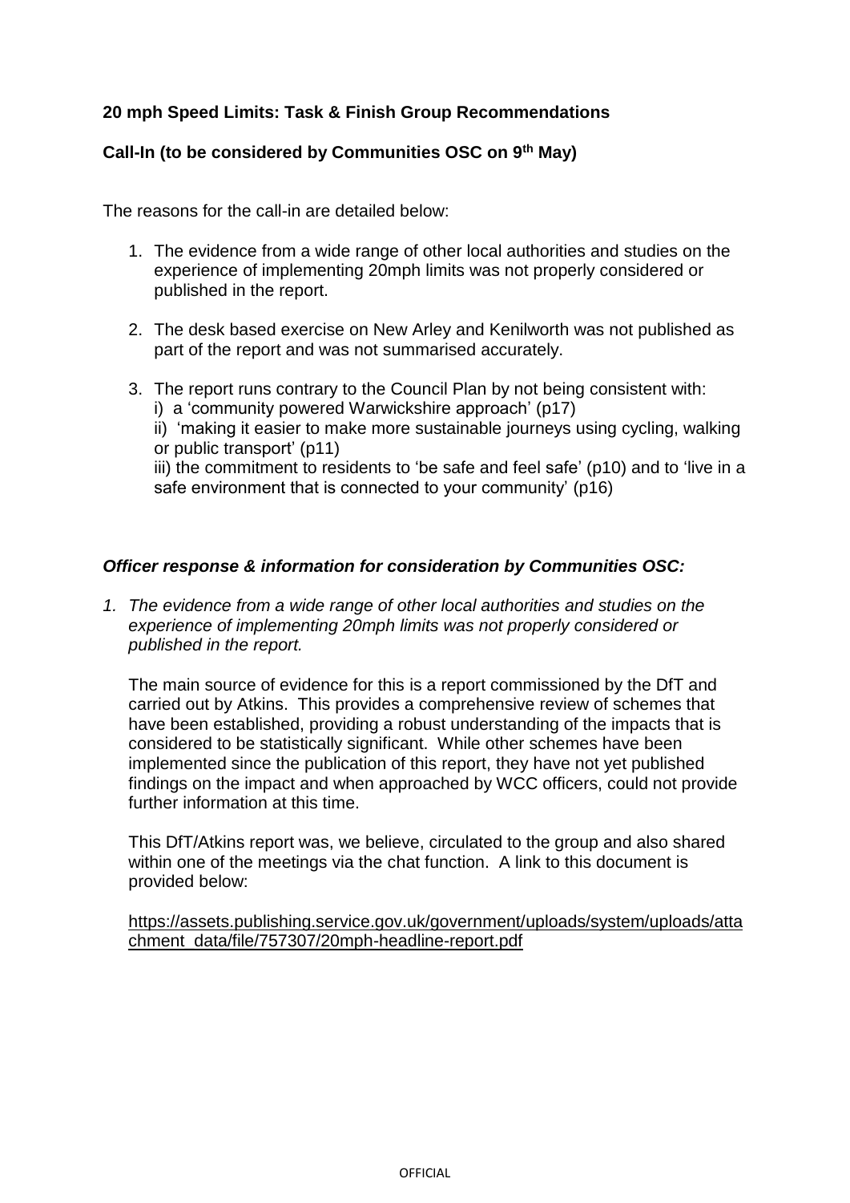**20 mph Speed Limits: Task & Finish Group Recommendations**

**Call-In (to be considered by Communities OSC on 9th May)**

The reasons for the call-in are detailed below:

1. The evidence from a wide range of other local authorities and studies on the experience of implementing 20mph limits was not properly considered or published in the report.

2. The desk based exercise on New Arley and Kenilworth was not published as part of the report and was not summarised accurately.

3. The report runs contrary to the Council Plan by not being consistent with:
   i) a 'community powered Warwickshire approach' (p17)
   ii) 'making it easier to make more sustainable journeys using cycling, walking or public transport' (p11)
   iii) the commitment to residents to 'be safe and feel safe' (p10) and to 'live in a safe environment that is connected to your community' (p16)

***Officer response & information for consideration by Communities OSC:***

1. *The evidence from a wide range of other local authorities and studies on the experience of implementing 20mph limits was not properly considered or published in the report.*

   The main source of evidence for this is a report commissioned by the DfT and carried out by Atkins. This provides a comprehensive review of schemes that have been established, providing a robust understanding of the impacts that is considered to be statistically significant. While other schemes have been implemented since the publication of this report, they have not yet published findings on the impact and when approached by WCC officers, could not provide further information at this time.

   This DfT/Atkins report was, we believe, circulated to the group and also shared within one of the meetings via the chat function. A link to this document is provided below:

   https://assets.publishing.service.gov.uk/government/uploads/system/uploads/attachment_data/file/757307/20mph-headline-report.pdf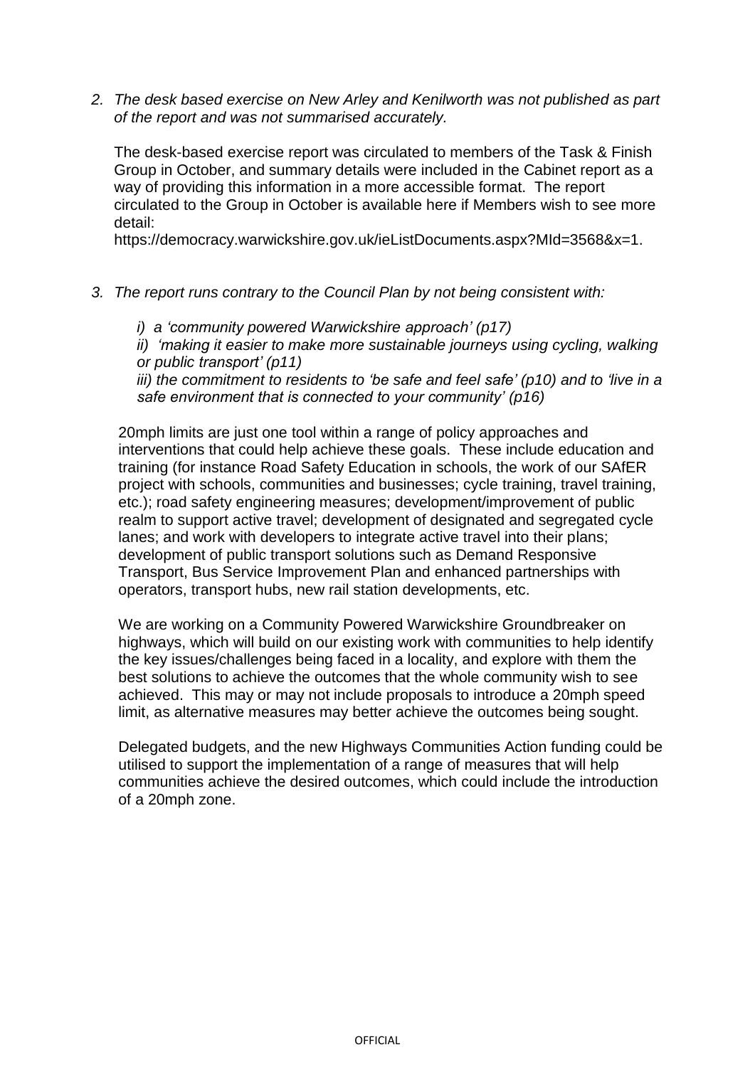2. *The desk based exercise on New Arley and Kenilworth was not published as part of the report and was not summarised accurately.*

   The desk-based exercise report was circulated to members of the Task & Finish Group in October, and summary details were included in the Cabinet report as a way of providing this information in a more accessible format. The report circulated to the Group in October is available here if Members wish to see more detail:
   https://democracy.warwickshire.gov.uk/ieListDocuments.aspx?MId=3568&x=1.

3. *The report runs contrary to the Council Plan by not being consistent with:*

   *i) a 'community powered Warwickshire approach' (p17)*
   *ii) 'making it easier to make more sustainable journeys using cycling, walking or public transport' (p11)*
   *iii) the commitment to residents to 'be safe and feel safe' (p10) and to 'live in a safe environment that is connected to your community' (p16)*

   20mph limits are just one tool within a range of policy approaches and interventions that could help achieve these goals. These include education and training (for instance Road Safety Education in schools, the work of our SAfER project with schools, communities and businesses; cycle training, travel training, etc.); road safety engineering measures; development/improvement of public realm to support active travel; development of designated and segregated cycle lanes; and work with developers to integrate active travel into their plans; development of public transport solutions such as Demand Responsive Transport, Bus Service Improvement Plan and enhanced partnerships with operators, transport hubs, new rail station developments, etc.

   We are working on a Community Powered Warwickshire Groundbreaker on highways, which will build on our existing work with communities to help identify the key issues/challenges being faced in a locality, and explore with them the best solutions to achieve the outcomes that the whole community wish to see achieved. This may or may not include proposals to introduce a 20mph speed limit, as alternative measures may better achieve the outcomes being sought.

   Delegated budgets, and the new Highways Communities Action funding could be utilised to support the implementation of a range of measures that will help communities achieve the desired outcomes, which could include the introduction of a 20mph zone.